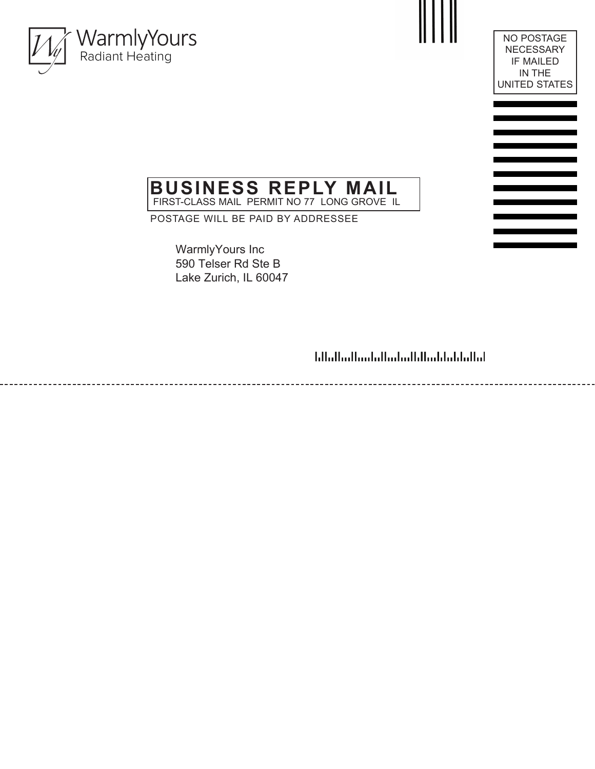WarmlyYours
Radiant Heating

NO POSTAGE
NECESSARY
IF MAILED
IN THE
UNITED STATES

**BUSINESS REPLY MAIL**
FIRST-CLASS MAIL PERMIT NO 77 LONG GROVE IL

POSTAGE WILL BE PAID BY ADDRESSEE

WarmlyYours Inc
590 Telser Rd Ste B
Lake Zurich, IL 60047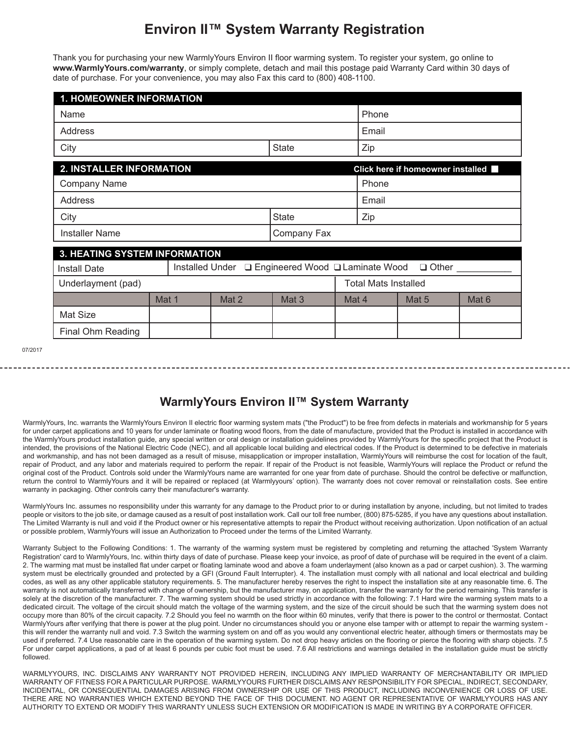# Environ II™ System Warranty Registration

Thank you for purchasing your new WarmlyYours Environ II floor warming system. To register your system, go online to **www.WarmlyYours.com/warranty**, or simply complete, detach and mail this postage paid Warranty Card within 30 days of date of purchase. For your convenience, you may also Fax this card to (800) 408-1100.

| 1. HOMEOWNER INFORMATION | | |
|---|---|---|
| Name | | Phone |
| Address | | Email |
| City | State | Zip |

| 2. INSTALLER INFORMATION | | Click here if homeowner installed ■ |
|---|---|---|
| Company Name | | Phone |
| Address | | Email |
| City | State | Zip |
| Installer Name | Company Fax | |

| 3. HEATING SYSTEM INFORMATION | | | | | | |
|---|---|---|---|---|---|---|
| Install Date | Installed Under ❑ Engineered Wood ❑ Laminate Wood ❑ Other __________ | | | | | |
| Underlayment (pad) | | | | Total Mats Installed | | |
| | Mat 1 | Mat 2 | Mat 3 | Mat 4 | Mat 5 | Mat 6 |
| Mat Size | | | | | | |
| Final Ohm Reading | | | | | | |

07/2017

## WarmlyYours Environ II™ System Warranty

WarmlyYours, Inc. warrants the WarmlyYours Environ II electric floor warming system mats ("the Product") to be free from defects in materials and workmanship for 5 years for under carpet applications and 10 years for under laminate or floating wood floors, from the date of manufacture, provided that the Product is installed in accordance with the WarmlyYours product installation guide, any special written or oral design or installation guidelines provided by WarmlyYours for the specific project that the Product is intended, the provisions of the National Electric Code (NEC), and all applicable local building and electrical codes. If the Product is determined to be defective in materials and workmanship, and has not been damaged as a result of misuse, misapplication or improper installation, WarmlyYours will reimburse the cost for location of the fault, repair of Product, and any labor and materials required to perform the repair. If repair of the Product is not feasible, WarmlyYours will replace the Product or refund the original cost of the Product. Controls sold under the WarmlyYours name are warranted for one year from date of purchase. Should the control be defective or malfunction, return the control to WarmlyYours and it will be repaired or replaced (at Warmlyyours' option). The warranty does not cover removal or reinstallation costs. See entire warranty in packaging. Other controls carry their manufacturer's warranty.

WarmlyYours Inc. assumes no responsibility under this warranty for any damage to the Product prior to or during installation by anyone, including, but not limited to trades people or visitors to the job site, or damage caused as a result of post installation work. Call our toll free number, (800) 875-5285, if you have any questions about installation. The Limited Warranty is null and void if the Product owner or his representative attempts to repair the Product without receiving authorization. Upon notification of an actual or possible problem, WarmlyYours will issue an Authorization to Proceed under the terms of the Limited Warranty.

Warranty Subject to the Following Conditions: 1. The warranty of the warming system must be registered by completing and returning the attached 'System Warranty Registration' card to WarmlyYours, Inc. within thirty days of date of purchase. Please keep your invoice, as proof of date of purchase will be required in the event of a claim. 2. The warming mat must be installed flat under carpet or floating laminate wood and above a foam underlayment (also known as a pad or carpet cushion). 3. The warming system must be electrically grounded and protected by a GFI (Ground Fault Interrupter). 4. The installation must comply with all national and local electrical and building codes, as well as any other applicable statutory requirements. 5. The manufacturer hereby reserves the right to inspect the installation site at any reasonable time. 6. The warranty is not automatically transferred with change of ownership, but the manufacturer may, on application, transfer the warranty for the period remaining. This transfer is solely at the discretion of the manufacturer. 7. The warming system should be used strictly in accordance with the following: 7.1 Hard wire the warming system mats to a dedicated circuit. The voltage of the circuit should match the voltage of the warming system, and the size of the circuit should be such that the warming system does not occupy more than 80% of the circuit capacity. 7.2 Should you feel no warmth on the floor within 60 minutes, verify that there is power to the control or thermostat. Contact WarmlyYours after verifying that there is power at the plug point. Under no circumstances should you or anyone else tamper with or attempt to repair the warming system - this will render the warranty null and void. 7.3 Switch the warming system on and off as you would any conventional electric heater, although timers or thermostats may be used if preferred. 7.4 Use reasonable care in the operation of the warming system. Do not drop heavy articles on the flooring or pierce the flooring with sharp objects. 7.5 For under carpet applications, a pad of at least 6 pounds per cubic foot must be used. 7.6 All restrictions and warnings detailed in the installation guide must be strictly followed.

WARMLYYOURS, INC. DISCLAIMS ANY WARRANTY NOT PROVIDED HEREIN, INCLUDING ANY IMPLIED WARRANTY OF MERCHANTABILITY OR IMPLIED WARRANTY OF FITNESS FOR A PARTICULAR PURPOSE. WARMLYYOURS FURTHER DISCLAIMS ANY RESPONSIBILITY FOR SPECIAL, INDIRECT, SECONDARY, INCIDENTAL, OR CONSEQUENTIAL DAMAGES ARISING FROM OWNERSHIP OR USE OF THIS PRODUCT, INCLUDING INCONVENIENCE OR LOSS OF USE. THERE ARE NO WARRANTIES WHICH EXTEND BEYOND THE FACE OF THIS DOCUMENT. NO AGENT OR REPRESENTATIVE OF WARMLYYOURS HAS ANY AUTHORITY TO EXTEND OR MODIFY THIS WARRANTY UNLESS SUCH EXTENSION OR MODIFICATION IS MADE IN WRITING BY A CORPORATE OFFICER.